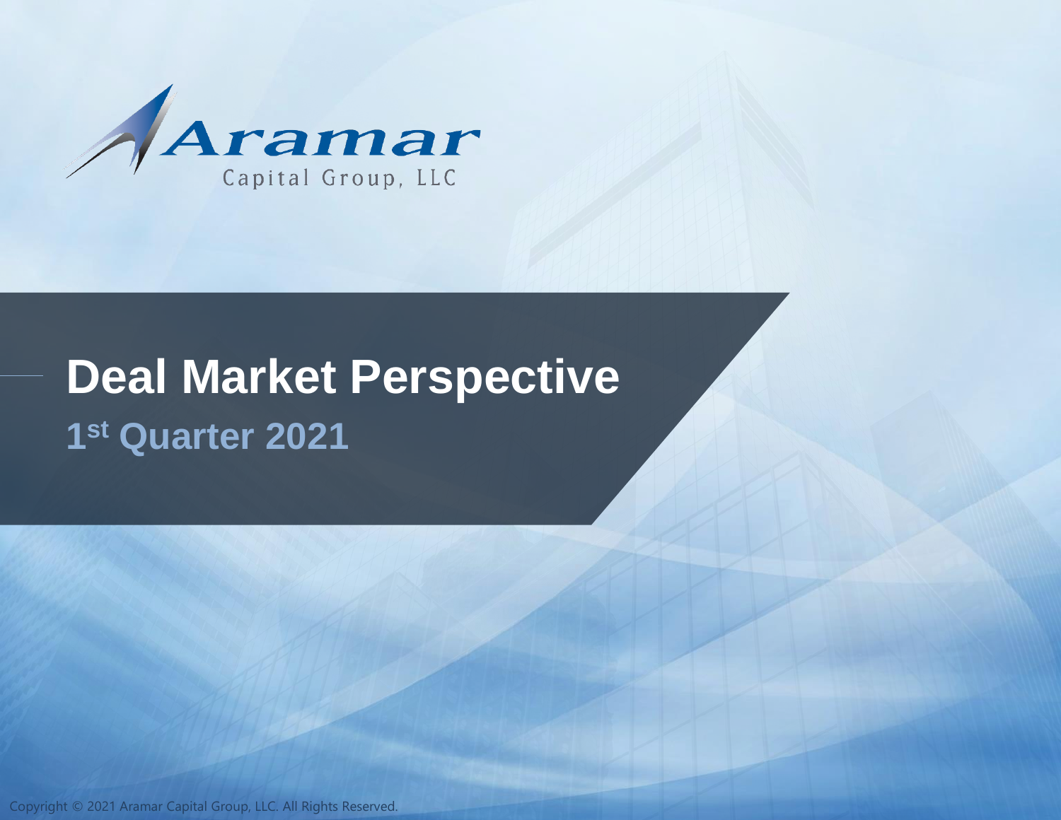Aramar

Capital Group, LLC

# Deal Market Perspective

## 1st Quarter 2021

Copyright © 2021 Aramar Capital Group, LLC. All Rights Reserved.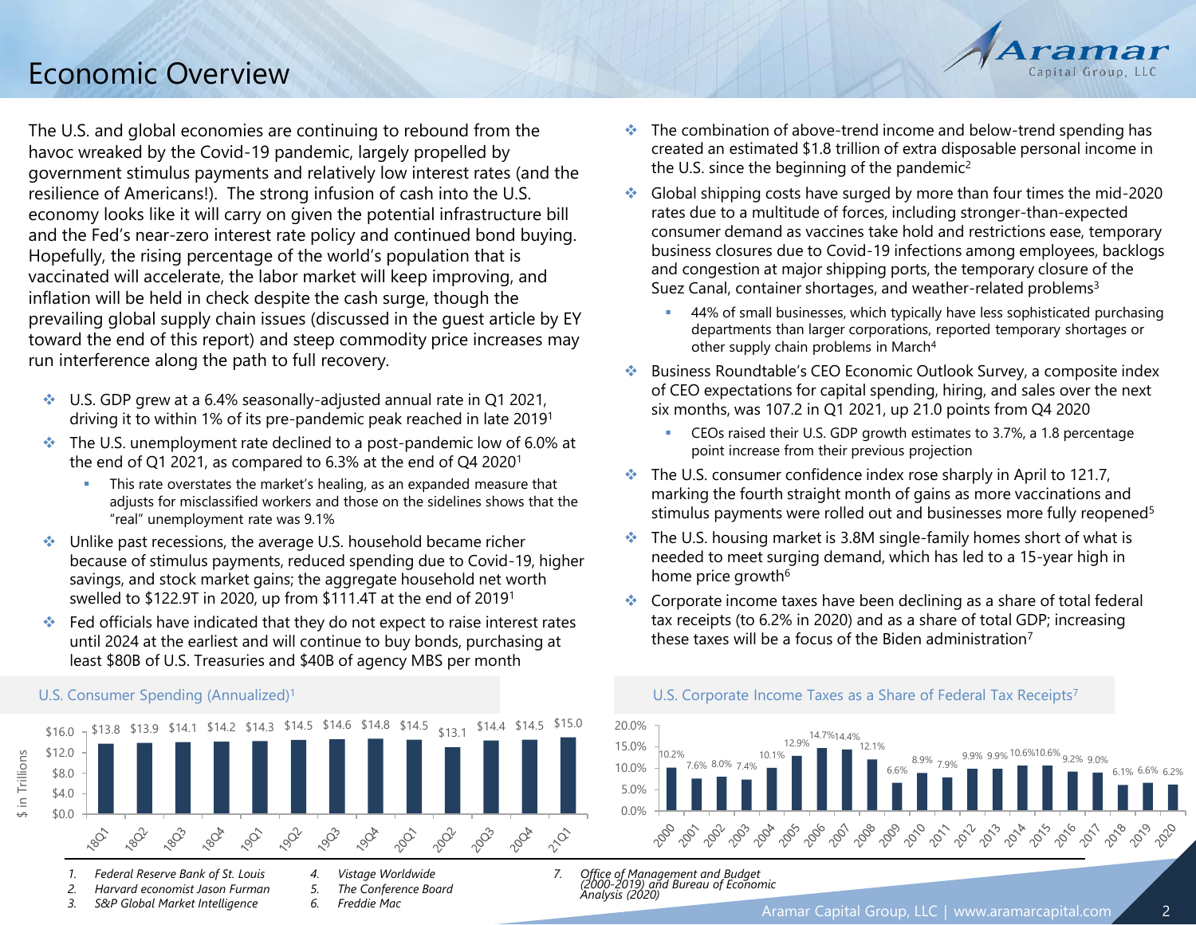# Economic Overview

The U.S. and global economies are continuing to rebound from the havoc wreaked by the Covid-19 pandemic, largely propelled by government stimulus payments and relatively low interest rates (and the resilience of Americans!). The strong infusion of cash into the U.S. economy looks like it will carry on given the potential infrastructure bill and the Fed's near-zero interest rate policy and continued bond buying. Hopefully, the rising percentage of the world's population that is vaccinated will accelerate, the labor market will keep improving, and inflation will be held in check despite the cash surge, though the prevailing global supply chain issues (discussed in the guest article by EY toward the end of this report) and steep commodity price increases may run interference along the path to full recovery.

- U.S. GDP grew at a 6.4% seasonally-adjusted annual rate in Q1 2021, driving it to within 1% of its pre-pandemic peak reached in late 2019[1]
- The U.S. unemployment rate declined to a post-pandemic low of 6.0% at the end of Q1 2021, as compared to 6.3% at the end of Q4 2020[1]
  - This rate overstates the market's healing, as an expanded measure that adjusts for misclassified workers and those on the sidelines shows that the "real" unemployment rate was 9.1%
- Unlike past recessions, the average U.S. household became richer because of stimulus payments, reduced spending due to Covid-19, higher savings, and stock market gains; the aggregate household net worth swelled to $122.9T in 2020, up from $111.4T at the end of 2019[1]
- Fed officials have indicated that they do not expect to raise interest rates until 2024 at the earliest and will continue to buy bonds, purchasing at least $80B of U.S. Treasuries and $40B of agency MBS per month
- The combination of above-trend income and below-trend spending has created an estimated $1.8 trillion of extra disposable personal income in the U.S. since the beginning of the pandemic[2]
- Global shipping costs have surged by more than four times the mid-2020 rates due to a multitude of forces, including stronger-than-expected consumer demand as vaccines take hold and restrictions ease, temporary business closures due to Covid-19 infections among employees, backlogs and congestion at major shipping ports, the temporary closure of the Suez Canal, container shortages, and weather-related problems[3]
  - 44% of small businesses, which typically have less sophisticated purchasing departments than larger corporations, reported temporary shortages or other supply chain problems in March[4]
- Business Roundtable's CEO Economic Outlook Survey, a composite index of CEO expectations for capital spending, hiring, and sales over the next six months, was 107.2 in Q1 2021, up 21.0 points from Q4 2020
  - CEOs raised their U.S. GDP growth estimates to 3.7%, a 1.8 percentage point increase from their previous projection
- The U.S. consumer confidence index rose sharply in April to 121.7, marking the fourth straight month of gains as more vaccinations and stimulus payments were rolled out and businesses more fully reopened[5]
- The U.S. housing market is 3.8M single-family homes short of what is needed to meet surging demand, which has led to a 15-year high in home price growth[6]
- Corporate income taxes have been declining as a share of total federal tax receipts (to 6.2% in 2020) and as a share of total GDP; increasing these taxes will be a focus of the Biden administration[7]

**U.S. Consumer Spending (Annualized)[1]** ($ in Trillions)

| Quarter | 18Q1 | 18Q2 | 18Q3 | 18Q4 | 19Q1 | 19Q2 | 19Q3 | 19Q4 | 20Q1 | 20Q2 | 20Q3 | 20Q4 | 21Q1 |
|---|---|---|---|---|---|---|---|---|---|---|---|---|---|
| Spending | $13.8 | $13.9 | $14.1 | $14.2 | $14.3 | $14.5 | $14.6 | $14.8 | $14.5 | $13.1 | $14.4 | $14.5 | $15.0 |

**U.S. Corporate Income Taxes as a Share of Federal Tax Receipts[7]**

| Year | 2000 | 2001 | 2002 | 2003 | 2004 | 2005 | 2006 | 2007 | 2008 | 2009 | 2010 | 2011 | 2012 | 2013 | 2014 | 2015 | 2016 | 2017 | 2018 | 2019 | 2020 |
|---|---|---|---|---|---|---|---|---|---|---|---|---|---|---|---|---|---|---|---|---|---|
| Share | 10.2% | 7.6% | 8.0% | 7.4% | 10.1% | 12.9% | 14.7% | 14.4% | 12.1% | 6.6% | 8.9% | 7.9% | 9.9% | 9.9% | 10.6% | 10.6% | 9.2% | 9.0% | 6.1% | 6.6% | 6.2% |

1. Federal Reserve Bank of St. Louis
2. Harvard economist Jason Furman
3. S&P Global Market Intelligence
4. Vistage Worldwide
5. The Conference Board
6. Freddie Mac
7. Office of Management and Budget (2000-2019) and Bureau of Economic Analysis (2020)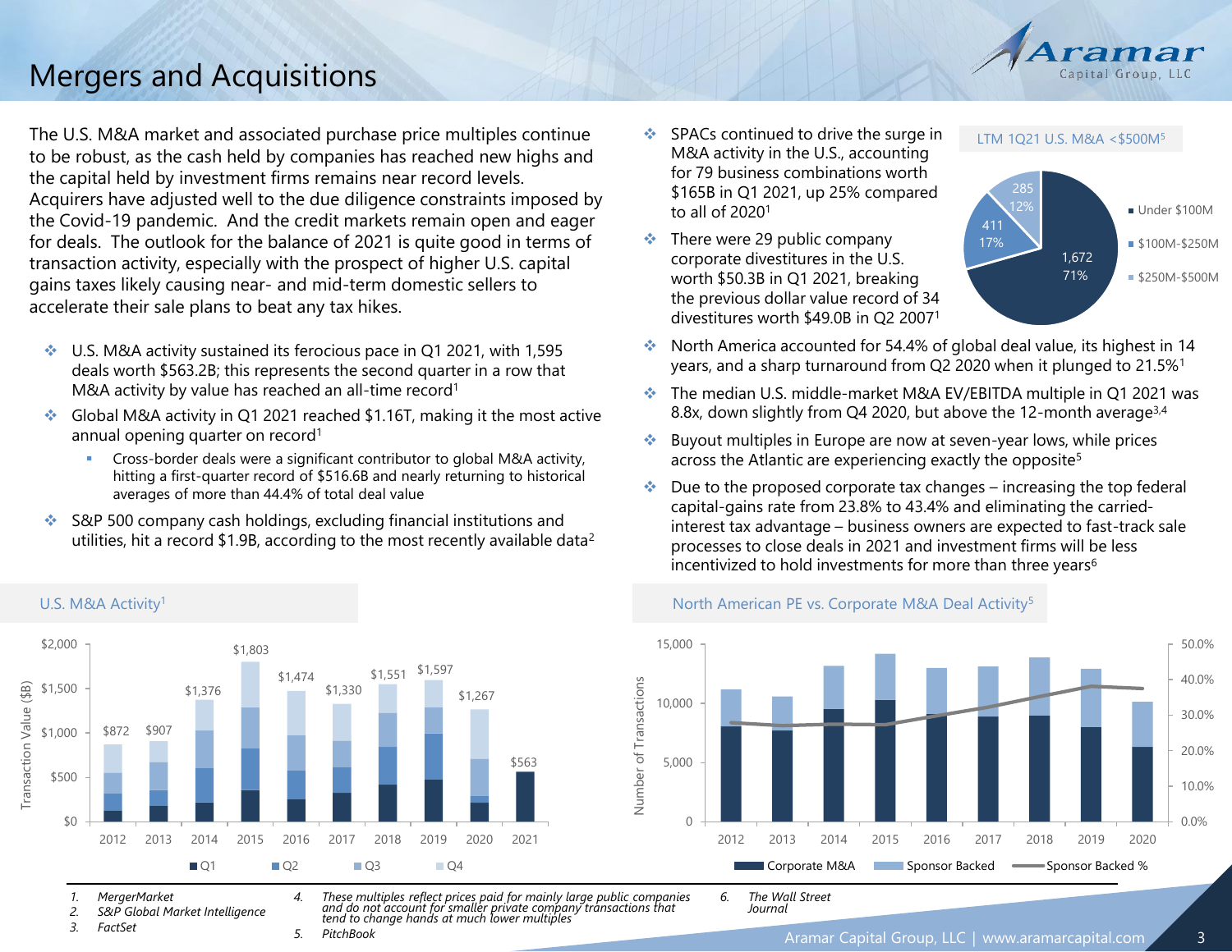# Mergers and Acquisitions

The U.S. M&A market and associated purchase price multiples continue to be robust, as the cash held by companies has reached new highs and the capital held by investment firms remains near record levels. Acquirers have adjusted well to the due diligence constraints imposed by the Covid-19 pandemic. And the credit markets remain open and eager for deals. The outlook for the balance of 2021 is quite good in terms of transaction activity, especially with the prospect of higher U.S. capital gains taxes likely causing near- and mid-term domestic sellers to accelerate their sale plans to beat any tax hikes.

- U.S. M&A activity sustained its ferocious pace in Q1 2021, with 1,595 deals worth $563.2B; this represents the second quarter in a row that M&A activity by value has reached an all-time record[1]
- Global M&A activity in Q1 2021 reached $1.16T, making it the most active annual opening quarter on record[1]
  - Cross-border deals were a significant contributor to global M&A activity, hitting a first-quarter record of $516.6B and nearly returning to historical averages of more than 44.4% of total deal value
- S&P 500 company cash holdings, excluding financial institutions and utilities, hit a record $1.9B, according to the most recently available data[2]
- SPACs continued to drive the surge in M&A activity in the U.S., accounting for 79 business combinations worth $165B in Q1 2021, up 25% compared to all of 2020[1]
- There were 29 public company corporate divestitures in the U.S. worth $50.3B in Q1 2021, breaking the previous dollar value record of 34 divestitures worth $49.0B in Q2 2007[1]

**LTM 1Q21 U.S. M&A <$500M[5]**

| Deal Size | Number | Share |
|---|---|---|
| Under $100M | 1,672 | 71% |
| $100M-$250M | 411 | 17% |
| $250M-$500M | 285 | 12% |

- North America accounted for 54.4% of global deal value, its highest in 14 years, and a sharp turnaround from Q2 2020 when it plunged to 21.5%[1]
- The median U.S. middle-market M&A EV/EBITDA multiple in Q1 2021 was 8.8x, down slightly from Q4 2020, but above the 12-month average[3,4]
- Buyout multiples in Europe are now at seven-year lows, while prices across the Atlantic are experiencing exactly the opposite[5]
- Due to the proposed corporate tax changes – increasing the top federal capital-gains rate from 23.8% to 43.4% and eliminating the carried-interest tax advantage – business owners are expected to fast-track sale processes to close deals in 2021 and investment firms will be less incentivized to hold investments for more than three years[6]

**U.S. M&A Activity[1]**

Transaction Value ($B), stacked by Q1, Q2, Q3, Q4

| Year | Total |
|---|---|
| 2012 | $872 |
| 2013 | $907 |
| 2014 | $1,376 |
| 2015 | $1,803 |
| 2016 | $1,474 |
| 2017 | $1,330 |
| 2018 | $1,551 |
| 2019 | $1,597 |
| 2020 | $1,267 |
| 2021 | $563 |

**North American PE vs. Corporate M&A Deal Activity[5]**

Number of Transactions (Corporate M&A, Sponsor Backed) and Sponsor Backed %, 2012–2020

1. MergerMarket
2. S&P Global Market Intelligence
3. FactSet
4. These multiples reflect prices paid for mainly large public companies and do not account for smaller private company transactions that tend to change hands at much lower multiples
5. PitchBook
6. The Wall Street Journal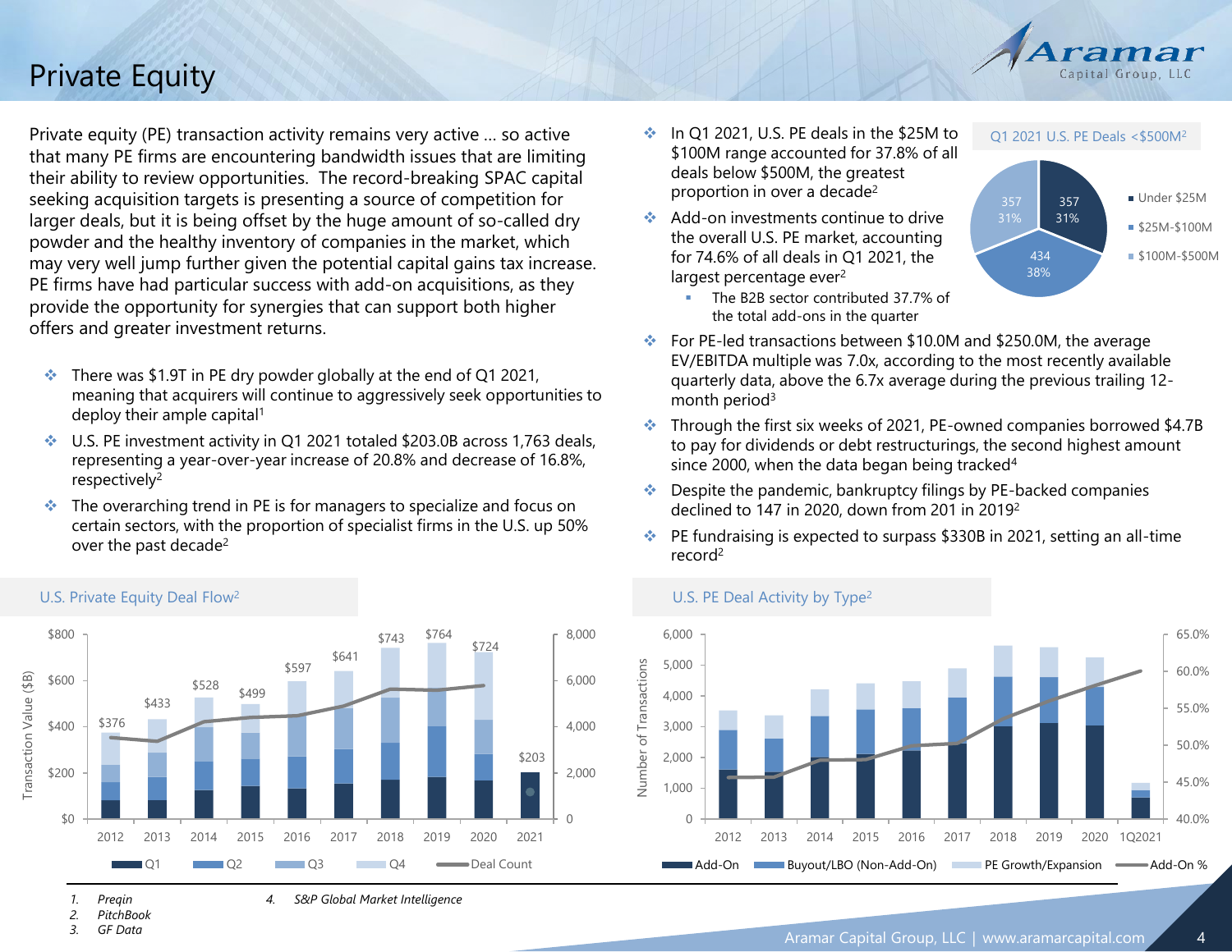# Private Equity

Private equity (PE) transaction activity remains very active … so active that many PE firms are encountering bandwidth issues that are limiting their ability to review opportunities. The record-breaking SPAC capital seeking acquisition targets is presenting a source of competition for larger deals, but it is being offset by the huge amount of so-called dry powder and the healthy inventory of companies in the market, which may very well jump further given the potential capital gains tax increase. PE firms have had particular success with add-on acquisitions, as they provide the opportunity for synergies that can support both higher offers and greater investment returns.

- There was $1.9T in PE dry powder globally at the end of Q1 2021, meaning that acquirers will continue to aggressively seek opportunities to deploy their ample capital[1]
- U.S. PE investment activity in Q1 2021 totaled $203.0B across 1,763 deals, representing a year-over-year increase of 20.8% and decrease of 16.8%, respectively[2]
- The overarching trend in PE is for managers to specialize and focus on certain sectors, with the proportion of specialist firms in the U.S. up 50% over the past decade[2]

- In Q1 2021, U.S. PE deals in the $25M to $100M range accounted for 37.8% of all deals below $500M, the greatest proportion in over a decade[2]
- Add-on investments continue to drive the overall U.S. PE market, accounting for 74.6% of all deals in Q1 2021, the largest percentage ever[2]
  - The B2B sector contributed 37.7% of the total add-ons in the quarter

**Q1 2021 U.S. PE Deals <$500M[2]**

| Deal Size | Deals | Share |
|---|---|---|
| Under $25M | 357 | 31% |
| $25M-$100M | 434 | 38% |
| $100M-$500M | 357 | 31% |

- For PE-led transactions between $10.0M and $250.0M, the average EV/EBITDA multiple was 7.0x, according to the most recently available quarterly data, above the 6.7x average during the previous trailing 12-month period[3]
- Through the first six weeks of 2021, PE-owned companies borrowed $4.7B to pay for dividends or debt restructurings, the second highest amount since 2000, when the data began being tracked[4]
- Despite the pandemic, bankruptcy filings by PE-backed companies declined to 147 in 2020, down from 201 in 2019[2]
- PE fundraising is expected to surpass $330B in 2021, setting an all-time record[2]

**U.S. Private Equity Deal Flow[2]**

| Year | Transaction Value ($B) |
|---|---|
| 2012 | $376 |
| 2013 | $433 |
| 2014 | $528 |
| 2015 | $499 |
| 2016 | $597 |
| 2017 | $641 |
| 2018 | $743 |
| 2019 | $764 |
| 2020 | $724 |
| 2021 | $203 |

(Bars segmented by Q1, Q2, Q3, Q4; line: Deal Count)

**U.S. PE Deal Activity by Type[2]**

(Number of Transactions by Add-On, Buyout/LBO (Non-Add-On), PE Growth/Expansion, and Add-On %, 2012–1Q2021)

1. Preqin
2. PitchBook
3. GF Data
4. S&P Global Market Intelligence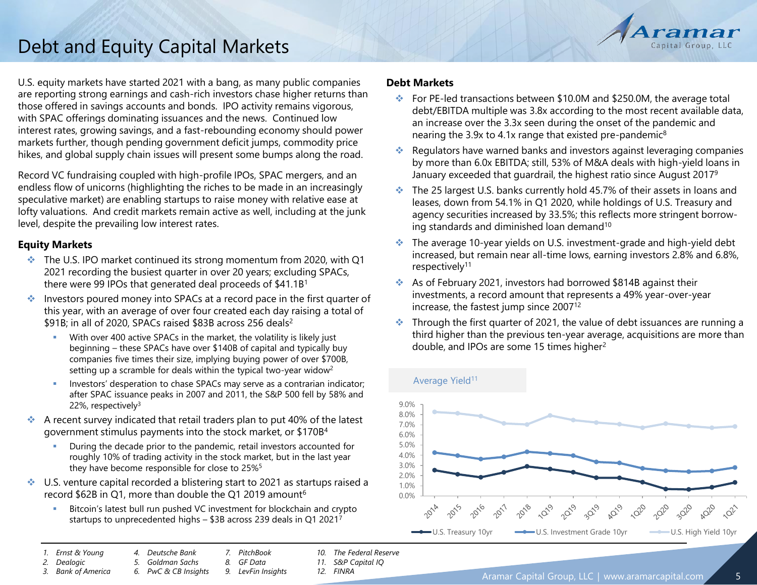# Debt and Equity Capital Markets

U.S. equity markets have started 2021 with a bang, as many public companies are reporting strong earnings and cash-rich investors chase higher returns than those offered in savings accounts and bonds. IPO activity remains vigorous, with SPAC offerings dominating issuances and the news. Continued low interest rates, growing savings, and a fast-rebounding economy should power markets further, though pending government deficit jumps, commodity price hikes, and global supply chain issues will present some bumps along the road.

Record VC fundraising coupled with high-profile IPOs, SPAC mergers, and an endless flow of unicorns (highlighting the riches to be made in an increasingly speculative market) are enabling startups to raise money with relative ease at lofty valuations. And credit markets remain active as well, including at the junk level, despite the prevailing low interest rates.

## Equity Markets

- The U.S. IPO market continued its strong momentum from 2020, with Q1 2021 recording the busiest quarter in over 20 years; excluding SPACs, there were 99 IPOs that generated deal proceeds of $41.1B[1]
- Investors poured money into SPACs at a record pace in the first quarter of this year, with an average of over four created each day raising a total of $91B; in all of 2020, SPACs raised $83B across 256 deals[2]
  - With over 400 active SPACs in the market, the volatility is likely just beginning – these SPACs have over $140B of capital and typically buy companies five times their size, implying buying power of over $700B, setting up a scramble for deals within the typical two-year widow[2]
  - Investors' desperation to chase SPACs may serve as a contrarian indicator; after SPAC issuance peaks in 2007 and 2011, the S&P 500 fell by 58% and 22%, respectively[3]
- A recent survey indicated that retail traders plan to put 40% of the latest government stimulus payments into the stock market, or $170B[4]
  - During the decade prior to the pandemic, retail investors accounted for roughly 10% of trading activity in the stock market, but in the last year they have become responsible for close to 25%[5]
- U.S. venture capital recorded a blistering start to 2021 as startups raised a record $62B in Q1, more than double the Q1 2019 amount[6]
  - Bitcoin's latest bull run pushed VC investment for blockchain and crypto startups to unprecedented highs – $3B across 239 deals in Q1 2021[7]

## Debt Markets

- For PE-led transactions between $10.0M and $250.0M, the average total debt/EBITDA multiple was 3.8x according to the most recent available data, an increase over the 3.3x seen during the onset of the pandemic and nearing the 3.9x to 4.1x range that existed pre-pandemic[8]
- Regulators have warned banks and investors against leveraging companies by more than 6.0x EBITDA; still, 53% of M&A deals with high-yield loans in January exceeded that guardrail, the highest ratio since August 2017[9]
- The 25 largest U.S. banks currently hold 45.7% of their assets in loans and leases, down from 54.1% in Q1 2020, while holdings of U.S. Treasury and agency securities increased by 33.5%; this reflects more stringent borrowing standards and diminished loan demand[10]
- The average 10-year yields on U.S. investment-grade and high-yield debt increased, but remain near all-time lows, earning investors 2.8% and 6.8%, respectively[11]
- As of February 2021, investors had borrowed $814B against their investments, a record amount that represents a 49% year-over-year increase, the fastest jump since 2007[12]
- Through the first quarter of 2021, the value of debt issuances are running a third higher than the previous ten-year average, acquisitions are more than double, and IPOs are some 15 times higher[2]

Average Yield[11]

Legend: U.S. Treasury 10yr; U.S. Investment Grade 10yr; U.S. High Yield 10yr (periods 2014–1Q21; y-axis 0.0%–9.0%)

1. Ernst & Young
2. Dealogic
3. Bank of America
4. Deutsche Bank
5. Goldman Sachs
6. PwC & CB Insights
7. PitchBook
8. GF Data
9. LevFin Insights
10. The Federal Reserve
11. S&P Capital IQ
12. FINRA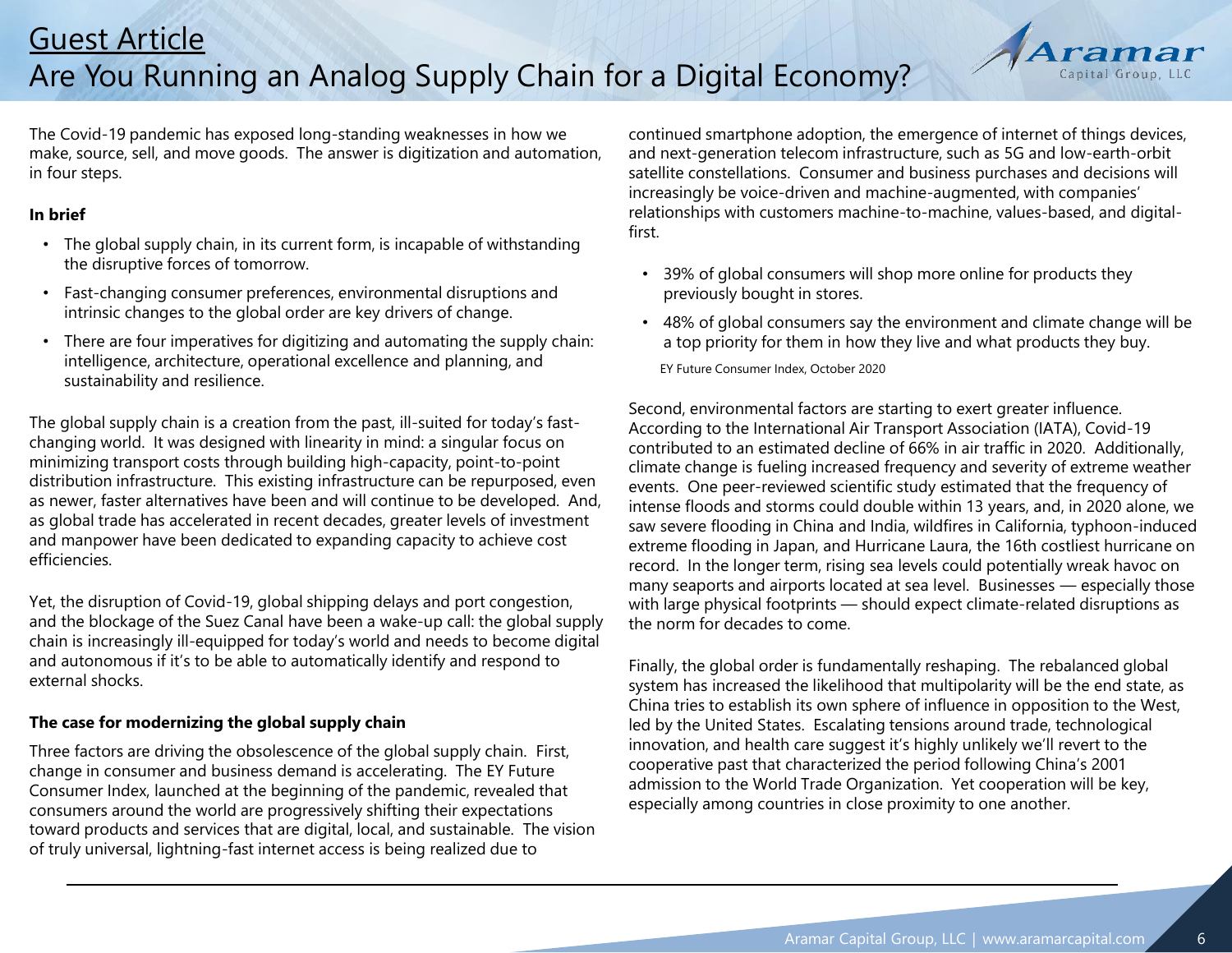## Guest Article

# Are You Running an Analog Supply Chain for a Digital Economy?

The Covid-19 pandemic has exposed long-standing weaknesses in how we make, source, sell, and move goods. The answer is digitization and automation, in four steps.

**In brief**

- The global supply chain, in its current form, is incapable of withstanding the disruptive forces of tomorrow.
- Fast-changing consumer preferences, environmental disruptions and intrinsic changes to the global order are key drivers of change.
- There are four imperatives for digitizing and automating the supply chain: intelligence, architecture, operational excellence and planning, and sustainability and resilience.

The global supply chain is a creation from the past, ill-suited for today's fast-changing world. It was designed with linearity in mind: a singular focus on minimizing transport costs through building high-capacity, point-to-point distribution infrastructure. This existing infrastructure can be repurposed, even as newer, faster alternatives have been and will continue to be developed. And, as global trade has accelerated in recent decades, greater levels of investment and manpower have been dedicated to expanding capacity to achieve cost efficiencies.

Yet, the disruption of Covid-19, global shipping delays and port congestion, and the blockage of the Suez Canal have been a wake-up call: the global supply chain is increasingly ill-equipped for today's world and needs to become digital and autonomous if it's to be able to automatically identify and respond to external shocks.

**The case for modernizing the global supply chain**

Three factors are driving the obsolescence of the global supply chain. First, change in consumer and business demand is accelerating. The EY Future Consumer Index, launched at the beginning of the pandemic, revealed that consumers around the world are progressively shifting their expectations toward products and services that are digital, local, and sustainable. The vision of truly universal, lightning-fast internet access is being realized due to continued smartphone adoption, the emergence of internet of things devices, and next-generation telecom infrastructure, such as 5G and low-earth-orbit satellite constellations. Consumer and business purchases and decisions will increasingly be voice-driven and machine-augmented, with companies' relationships with customers machine-to-machine, values-based, and digital-first.

- 39% of global consumers will shop more online for products they previously bought in stores.
- 48% of global consumers say the environment and climate change will be a top priority for them in how they live and what products they buy.

EY Future Consumer Index, October 2020

Second, environmental factors are starting to exert greater influence. According to the International Air Transport Association (IATA), Covid-19 contributed to an estimated decline of 66% in air traffic in 2020. Additionally, climate change is fueling increased frequency and severity of extreme weather events. One peer-reviewed scientific study estimated that the frequency of intense floods and storms could double within 13 years, and, in 2020 alone, we saw severe flooding in China and India, wildfires in California, typhoon-induced extreme flooding in Japan, and Hurricane Laura, the 16th costliest hurricane on record. In the longer term, rising sea levels could potentially wreak havoc on many seaports and airports located at sea level. Businesses — especially those with large physical footprints — should expect climate-related disruptions as the norm for decades to come.

Finally, the global order is fundamentally reshaping. The rebalanced global system has increased the likelihood that multipolarity will be the end state, as China tries to establish its own sphere of influence in opposition to the West, led by the United States. Escalating tensions around trade, technological innovation, and health care suggest it's highly unlikely we'll revert to the cooperative past that characterized the period following China's 2001 admission to the World Trade Organization. Yet cooperation will be key, especially among countries in close proximity to one another.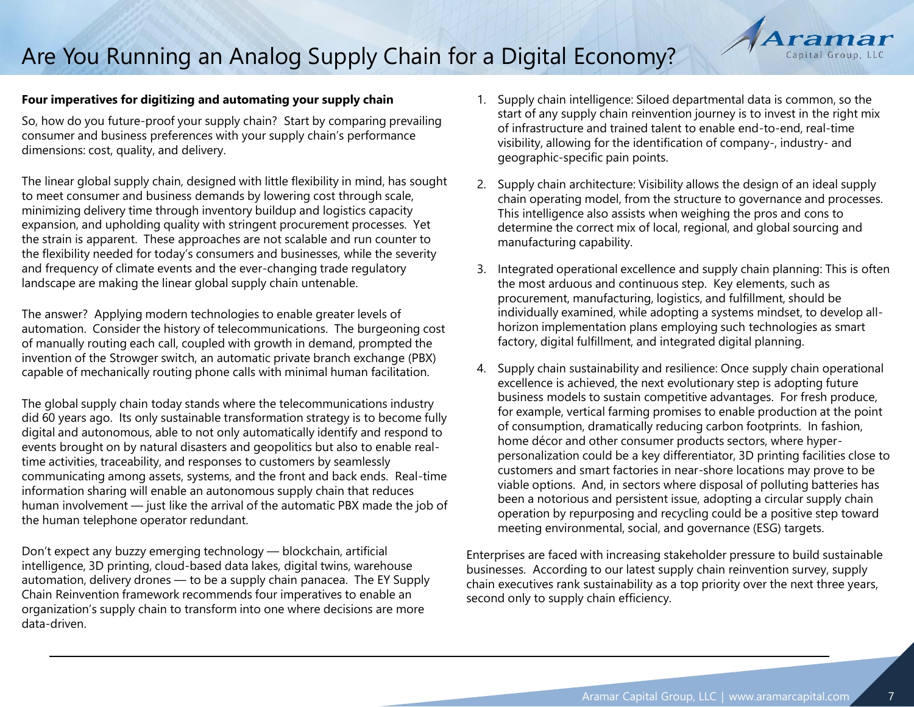# Are You Running an Analog Supply Chain for a Digital Economy?

**Four imperatives for digitizing and automating your supply chain**

So, how do you future-proof your supply chain? Start by comparing prevailing consumer and business preferences with your supply chain's performance dimensions: cost, quality, and delivery.

The linear global supply chain, designed with little flexibility in mind, has sought to meet consumer and business demands by lowering cost through scale, minimizing delivery time through inventory buildup and logistics capacity expansion, and upholding quality with stringent procurement processes. Yet the strain is apparent. These approaches are not scalable and run counter to the flexibility needed for today's consumers and businesses, while the severity and frequency of climate events and the ever-changing trade regulatory landscape are making the linear global supply chain untenable.

The answer? Applying modern technologies to enable greater levels of automation. Consider the history of telecommunications. The burgeoning cost of manually routing each call, coupled with growth in demand, prompted the invention of the Strowger switch, an automatic private branch exchange (PBX) capable of mechanically routing phone calls with minimal human facilitation.

The global supply chain today stands where the telecommunications industry did 60 years ago. Its only sustainable transformation strategy is to become fully digital and autonomous, able to not only automatically identify and respond to events brought on by natural disasters and geopolitics but also to enable real-time activities, traceability, and responses to customers by seamlessly communicating among assets, systems, and the front and back ends. Real-time information sharing will enable an autonomous supply chain that reduces human involvement — just like the arrival of the automatic PBX made the job of the human telephone operator redundant.

Don't expect any buzzy emerging technology — blockchain, artificial intelligence, 3D printing, cloud-based data lakes, digital twins, warehouse automation, delivery drones — to be a supply chain panacea. The EY Supply Chain Reinvention framework recommends four imperatives to enable an organization's supply chain to transform into one where decisions are more data-driven.

1. Supply chain intelligence: Siloed departmental data is common, so the start of any supply chain reinvention journey is to invest in the right mix of infrastructure and trained talent to enable end-to-end, real-time visibility, allowing for the identification of company-, industry- and geographic-specific pain points.
2. Supply chain architecture: Visibility allows the design of an ideal supply chain operating model, from the structure to governance and processes. This intelligence also assists when weighing the pros and cons to determine the correct mix of local, regional, and global sourcing and manufacturing capability.
3. Integrated operational excellence and supply chain planning: This is often the most arduous and continuous step. Key elements, such as procurement, manufacturing, logistics, and fulfillment, should be individually examined, while adopting a systems mindset, to develop all-horizon implementation plans employing such technologies as smart factory, digital fulfillment, and integrated digital planning.
4. Supply chain sustainability and resilience: Once supply chain operational excellence is achieved, the next evolutionary step is adopting future business models to sustain competitive advantages. For fresh produce, for example, vertical farming promises to enable production at the point of consumption, dramatically reducing carbon footprints. In fashion, home décor and other consumer products sectors, where hyper-personalization could be a key differentiator, 3D printing facilities close to customers and smart factories in near-shore locations may prove to be viable options. And, in sectors where disposal of polluting batteries has been a notorious and persistent issue, adopting a circular supply chain operation by repurposing and recycling could be a positive step toward meeting environmental, social, and governance (ESG) targets.

Enterprises are faced with increasing stakeholder pressure to build sustainable businesses. According to our latest supply chain reinvention survey, supply chain executives rank sustainability as a top priority over the next three years, second only to supply chain efficiency.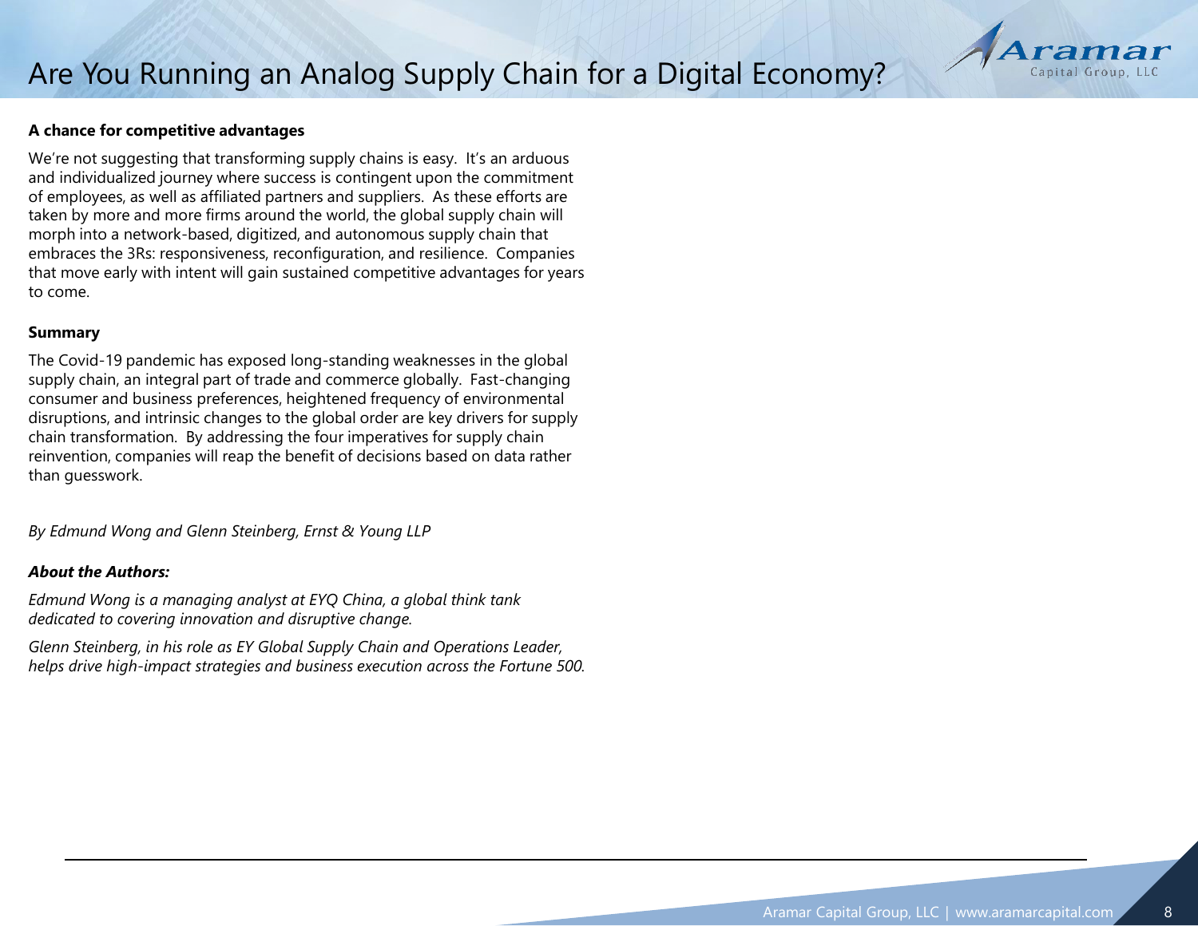### A chance for competitive advantages

We're not suggesting that transforming supply chains is easy. It's an arduous and individualized journey where success is contingent upon the commitment of employees, as well as affiliated partners and suppliers. As these efforts are taken by more and more firms around the world, the global supply chain will morph into a network-based, digitized, and autonomous supply chain that embraces the 3Rs: responsiveness, reconfiguration, and resilience. Companies that move early with intent will gain sustained competitive advantages for years to come.

### Summary

The Covid-19 pandemic has exposed long-standing weaknesses in the global supply chain, an integral part of trade and commerce globally. Fast-changing consumer and business preferences, heightened frequency of environmental disruptions, and intrinsic changes to the global order are key drivers for supply chain transformation. By addressing the four imperatives for supply chain reinvention, companies will reap the benefit of decisions based on data rather than guesswork.

*By Edmund Wong and Glenn Steinberg, Ernst & Young LLP*

***About the Authors:***

*Edmund Wong is a managing analyst at EYQ China, a global think tank dedicated to covering innovation and disruptive change.*

*Glenn Steinberg, in his role as EY Global Supply Chain and Operations Leader, helps drive high-impact strategies and business execution across the Fortune 500.*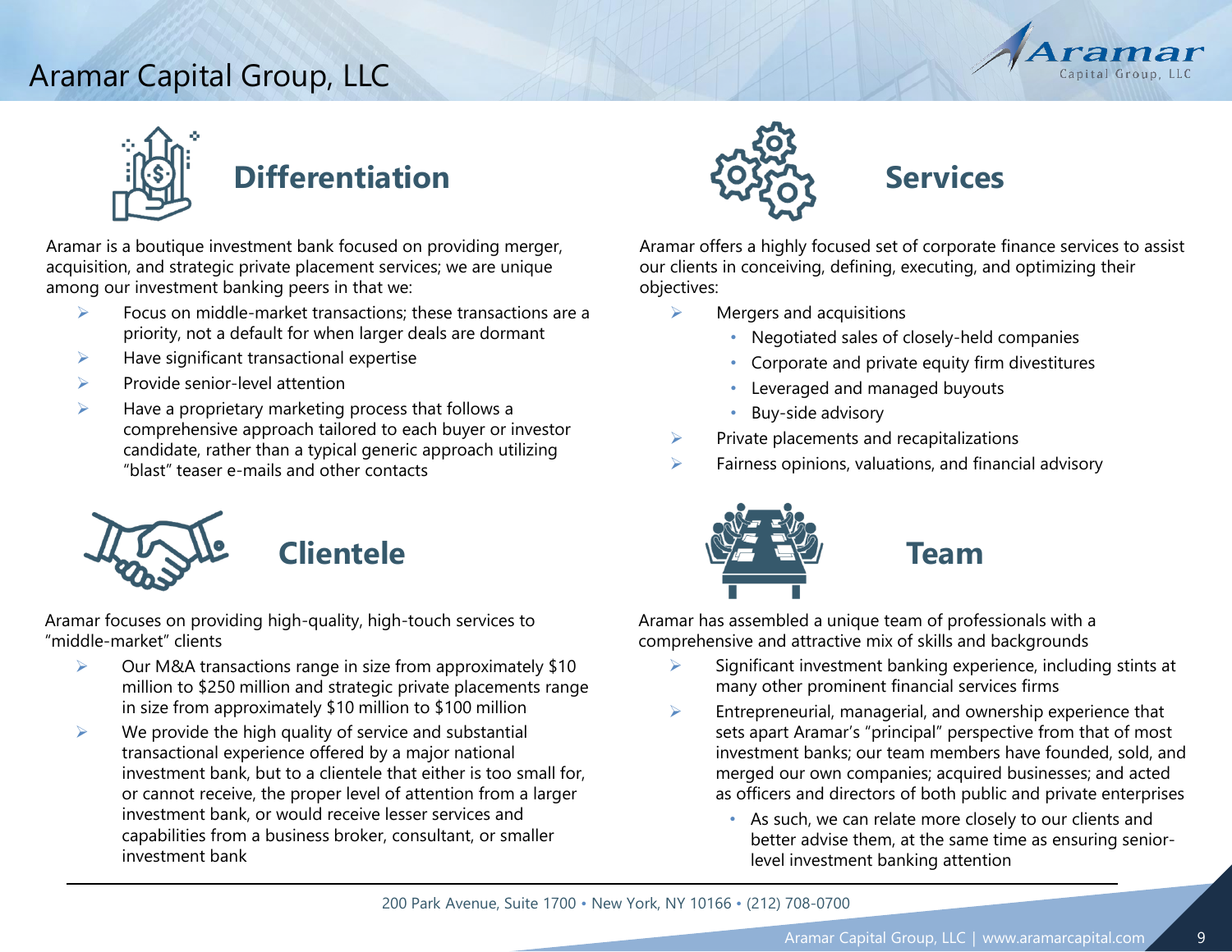# Aramar Capital Group, LLC

## Differentiation

Aramar is a boutique investment bank focused on providing merger, acquisition, and strategic private placement services; we are unique among our investment banking peers in that we:

- Focus on middle-market transactions; these transactions are a priority, not a default for when larger deals are dormant
- Have significant transactional expertise
- Provide senior-level attention
- Have a proprietary marketing process that follows a comprehensive approach tailored to each buyer or investor candidate, rather than a typical generic approach utilizing "blast" teaser e-mails and other contacts

## Clientele

Aramar focuses on providing high-quality, high-touch services to "middle-market" clients

- Our M&A transactions range in size from approximately $10 million to $250 million and strategic private placements range in size from approximately $10 million to $100 million
- We provide the high quality of service and substantial transactional experience offered by a major national investment bank, but to a clientele that either is too small for, or cannot receive, the proper level of attention from a larger investment bank, or would receive lesser services and capabilities from a business broker, consultant, or smaller investment bank

## Services

Aramar offers a highly focused set of corporate finance services to assist our clients in conceiving, defining, executing, and optimizing their objectives:

- Mergers and acquisitions
  - Negotiated sales of closely-held companies
  - Corporate and private equity firm divestitures
  - Leveraged and managed buyouts
  - Buy-side advisory
- Private placements and recapitalizations
- Fairness opinions, valuations, and financial advisory

## Team

Aramar has assembled a unique team of professionals with a comprehensive and attractive mix of skills and backgrounds

- Significant investment banking experience, including stints at many other prominent financial services firms
- Entrepreneurial, managerial, and ownership experience that sets apart Aramar's "principal" perspective from that of most investment banks; our team members have founded, sold, and merged our own companies; acquired businesses; and acted as officers and directors of both public and private enterprises
  - As such, we can relate more closely to our clients and better advise them, at the same time as ensuring senior-level investment banking attention

200 Park Avenue, Suite 1700 • New York, NY 10166 • (212) 708-0700